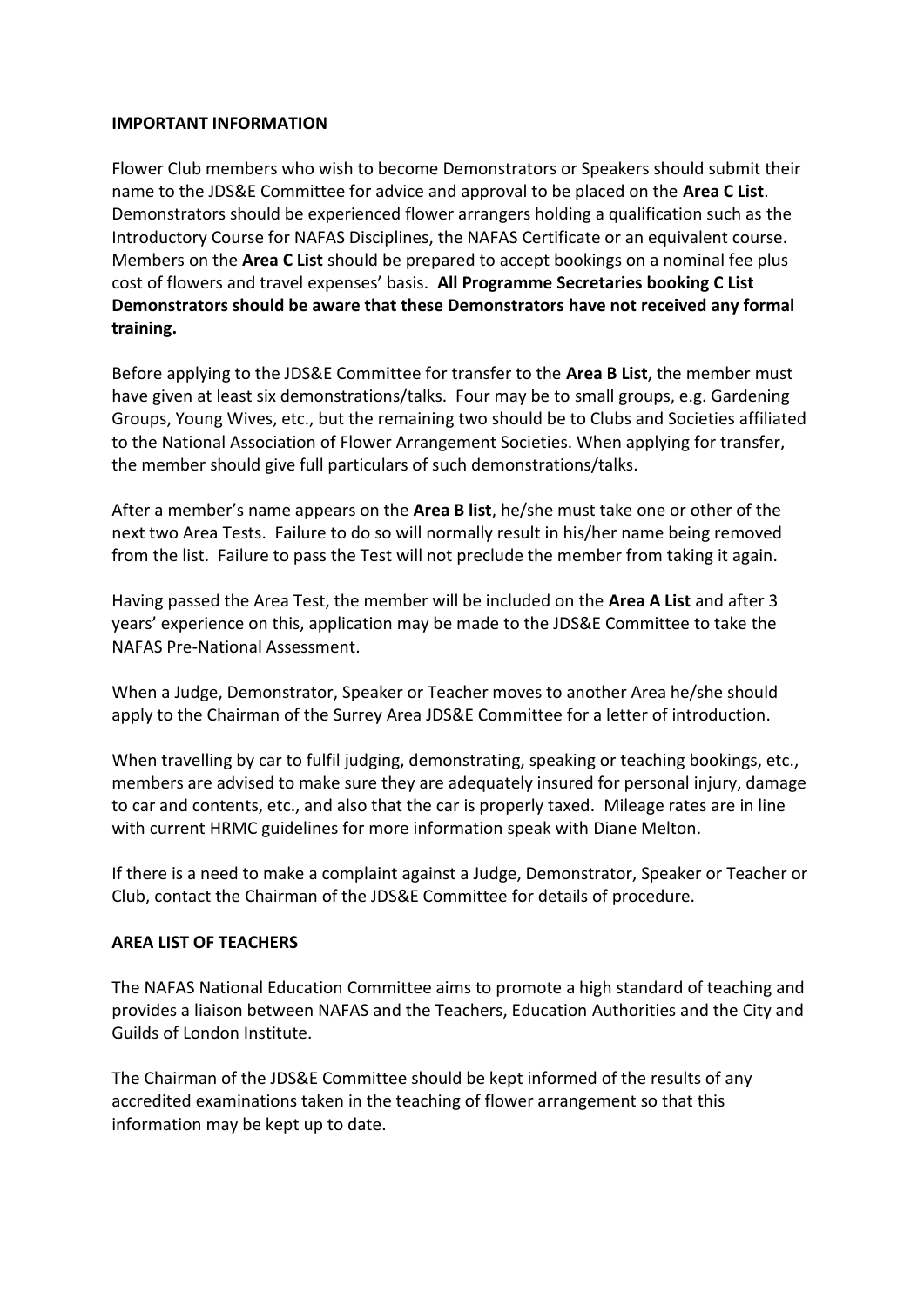**IMPORTANT INFORMATION**

Flower Club members who wish to become Demonstrators or Speakers should submit their name to the JDS&E Committee for advice and approval to be placed on the **Area C List**. Demonstrators should be experienced flower arrangers holding a qualification such as the Introductory Course for NAFAS Disciplines, the NAFAS Certificate or an equivalent course. Members on the **Area C List** should be prepared to accept bookings on a nominal fee plus cost of flowers and travel expenses' basis. **All Programme Secretaries booking C List Demonstrators should be aware that these Demonstrators have not received any formal training.**

Before applying to the JDS&E Committee for transfer to the **Area B List**, the member must have given at least six demonstrations/talks. Four may be to small groups, e.g. Gardening Groups, Young Wives, etc., but the remaining two should be to Clubs and Societies affiliated to the National Association of Flower Arrangement Societies. When applying for transfer, the member should give full particulars of such demonstrations/talks.

After a member's name appears on the **Area B list**, he/she must take one or other of the next two Area Tests. Failure to do so will normally result in his/her name being removed from the list. Failure to pass the Test will not preclude the member from taking it again.

Having passed the Area Test, the member will be included on the **Area A List** and after 3 years' experience on this, application may be made to the JDS&E Committee to take the NAFAS Pre-National Assessment.

When a Judge, Demonstrator, Speaker or Teacher moves to another Area he/she should apply to the Chairman of the Surrey Area JDS&E Committee for a letter of introduction.

When travelling by car to fulfil judging, demonstrating, speaking or teaching bookings, etc., members are advised to make sure they are adequately insured for personal injury, damage to car and contents, etc., and also that the car is properly taxed. Mileage rates are in line with current HRMC guidelines for more information speak with Diane Melton.

If there is a need to make a complaint against a Judge, Demonstrator, Speaker or Teacher or Club, contact the Chairman of the JDS&E Committee for details of procedure.

**AREA LIST OF TEACHERS**

The NAFAS National Education Committee aims to promote a high standard of teaching and provides a liaison between NAFAS and the Teachers, Education Authorities and the City and Guilds of London Institute.

The Chairman of the JDS&E Committee should be kept informed of the results of any accredited examinations taken in the teaching of flower arrangement so that this information may be kept up to date.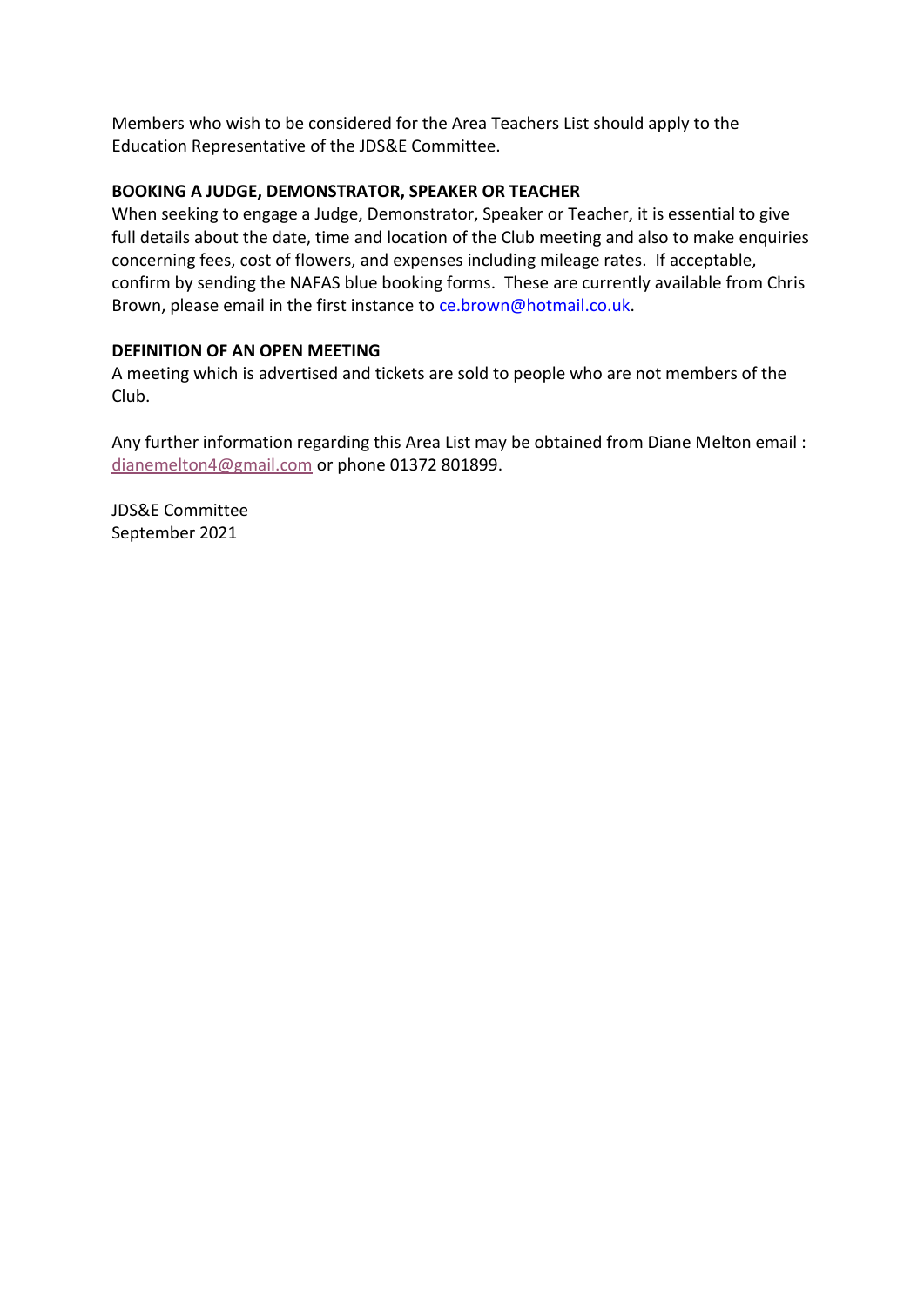Members who wish to be considered for the Area Teachers List should apply to the Education Representative of the JDS&E Committee.

**BOOKING A JUDGE, DEMONSTRATOR, SPEAKER OR TEACHER**

When seeking to engage a Judge, Demonstrator, Speaker or Teacher, it is essential to give full details about the date, time and location of the Club meeting and also to make enquiries concerning fees, cost of flowers, and expenses including mileage rates. If acceptable, confirm by sending the NAFAS blue booking forms. These are currently available from Chris Brown, please email in the first instance to ce.brown@hotmail.co.uk.

**DEFINITION OF AN OPEN MEETING**

A meeting which is advertised and tickets are sold to people who are not members of the Club.

Any further information regarding this Area List may be obtained from Diane Melton email : dianemelton4@gmail.com or phone 01372 801899.

JDS&E Committee
September 2021